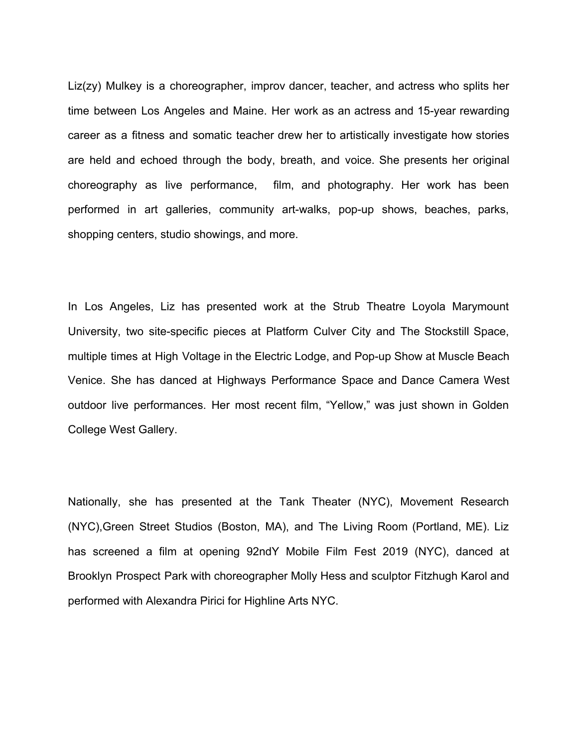Liz(zy) Mulkey is a choreographer, improv dancer, teacher, and actress who splits her time between Los Angeles and Maine. Her work as an actress and 15-year rewarding career as a fitness and somatic teacher drew her to artistically investigate how stories are held and echoed through the body, breath, and voice. She presents her original choreography as live performance, film, and photography. Her work has been performed in art galleries, community art-walks, pop-up shows, beaches, parks, shopping centers, studio showings, and more.

In Los Angeles, Liz has presented work at the Strub Theatre Loyola Marymount University, two site-specific pieces at Platform Culver City and The Stockstill Space, multiple times at High Voltage in the Electric Lodge, and Pop-up Show at Muscle Beach Venice. She has danced at Highways Performance Space and Dance Camera West outdoor live performances. Her most recent film, "Yellow," was just shown in Golden College West Gallery.

Nationally, she has presented at the Tank Theater (NYC), Movement Research (NYC),Green Street Studios (Boston, MA), and The Living Room (Portland, ME). Liz has screened a film at opening 92ndY Mobile Film Fest 2019 (NYC), danced at Brooklyn Prospect Park with choreographer Molly Hess and sculptor Fitzhugh Karol and performed with Alexandra Pirici for Highline Arts NYC.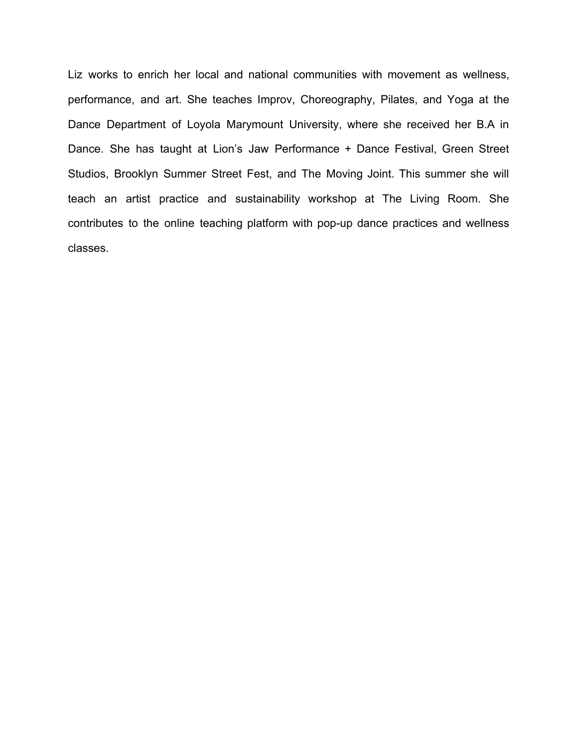Liz works to enrich her local and national communities with movement as wellness, performance, and art. She teaches Improv, Choreography, Pilates, and Yoga at the Dance Department of Loyola Marymount University, where she received her B.A in Dance. She has taught at Lion's Jaw Performance + Dance Festival, Green Street Studios, Brooklyn Summer Street Fest, and The Moving Joint. This summer she will teach an artist practice and sustainability workshop at The Living Room. She contributes to the online teaching platform with pop-up dance practices and wellness classes.